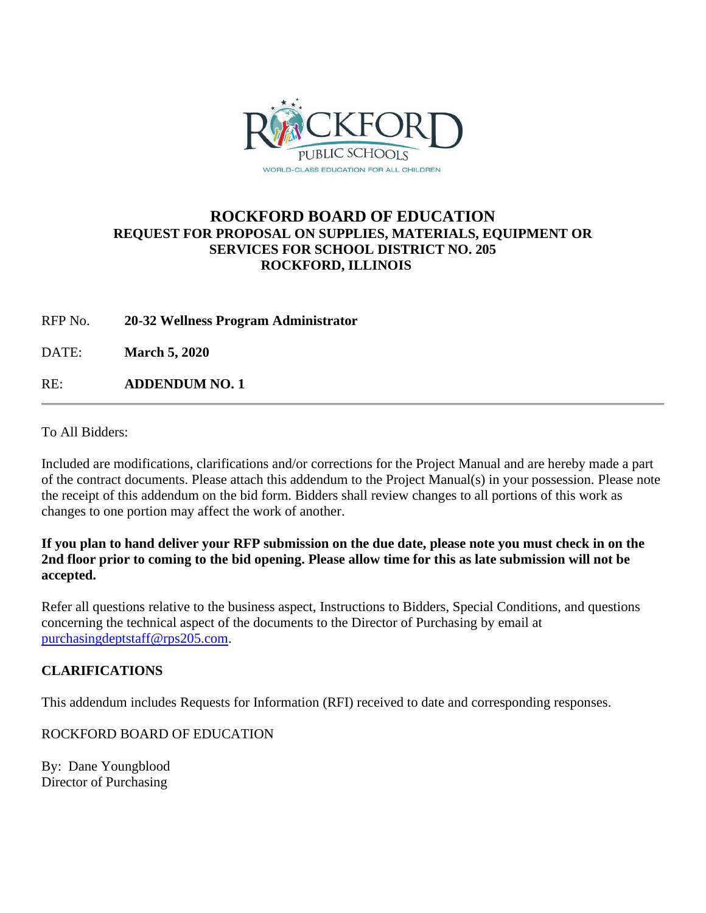# ROCKFORD BOARD OF EDUCATION

**REQUEST FOR PROPOSAL ON SUPPLIES, MATERIALS, EQUIPMENT OR SERVICES FOR SCHOOL DISTRICT NO. 205**
**ROCKFORD, ILLINOIS**

RFP No. **20-32 Wellness Program Administrator**

DATE: **March 5, 2020**

RE: **ADDENDUM NO. 1**

---

To All Bidders:

Included are modifications, clarifications and/or corrections for the Project Manual and are hereby made a part of the contract documents. Please attach this addendum to the Project Manual(s) in your possession. Please note the receipt of this addendum on the bid form. Bidders shall review changes to all portions of this work as changes to one portion may affect the work of another.

**If you plan to hand deliver your RFP submission on the due date, please note you must check in on the 2nd floor prior to coming to the bid opening. Please allow time for this as late submission will not be accepted.**

Refer all questions relative to the business aspect, Instructions to Bidders, Special Conditions, and questions concerning the technical aspect of the documents to the Director of Purchasing by email at purchasingdeptstaff@rps205.com.

## CLARIFICATIONS

This addendum includes Requests for Information (RFI) received to date and corresponding responses.

ROCKFORD BOARD OF EDUCATION

By: Dane Youngblood
Director of Purchasing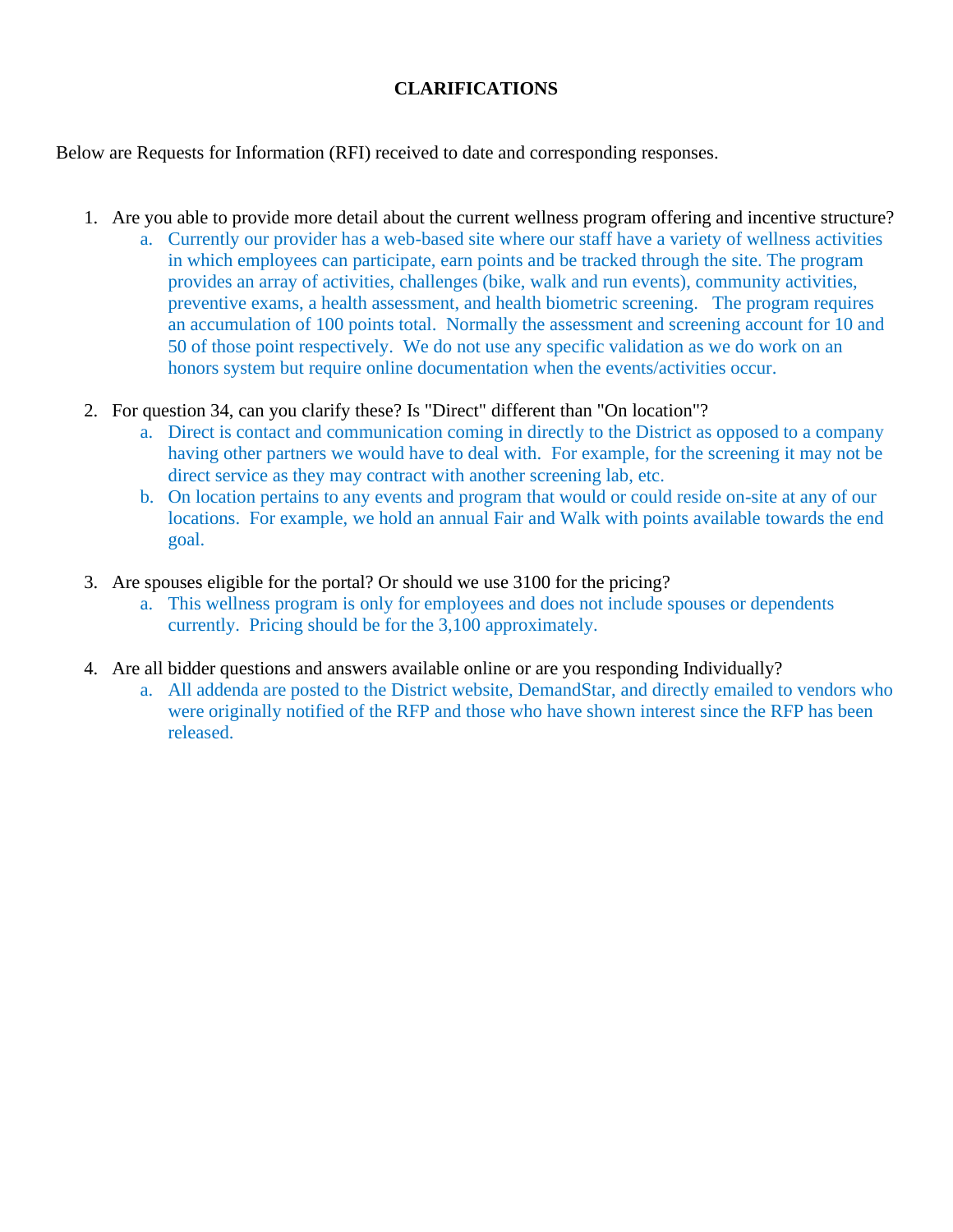**CLARIFICATIONS**

Below are Requests for Information (RFI) received to date and corresponding responses.

1. Are you able to provide more detail about the current wellness program offering and incentive structure?
   a. Currently our provider has a web-based site where our staff have a variety of wellness activities in which employees can participate, earn points and be tracked through the site. The program provides an array of activities, challenges (bike, walk and run events), community activities, preventive exams, a health assessment, and health biometric screening. The program requires an accumulation of 100 points total. Normally the assessment and screening account for 10 and 50 of those point respectively. We do not use any specific validation as we do work on an honors system but require online documentation when the events/activities occur.

2. For question 34, can you clarify these? Is "Direct" different than "On location"?
   a. Direct is contact and communication coming in directly to the District as opposed to a company having other partners we would have to deal with. For example, for the screening it may not be direct service as they may contract with another screening lab, etc.
   b. On location pertains to any events and program that would or could reside on-site at any of our locations. For example, we hold an annual Fair and Walk with points available towards the end goal.

3. Are spouses eligible for the portal? Or should we use 3100 for the pricing?
   a. This wellness program is only for employees and does not include spouses or dependents currently. Pricing should be for the 3,100 approximately.

4. Are all bidder questions and answers available online or are you responding Individually?
   a. All addenda are posted to the District website, DemandStar, and directly emailed to vendors who were originally notified of the RFP and those who have shown interest since the RFP has been released.